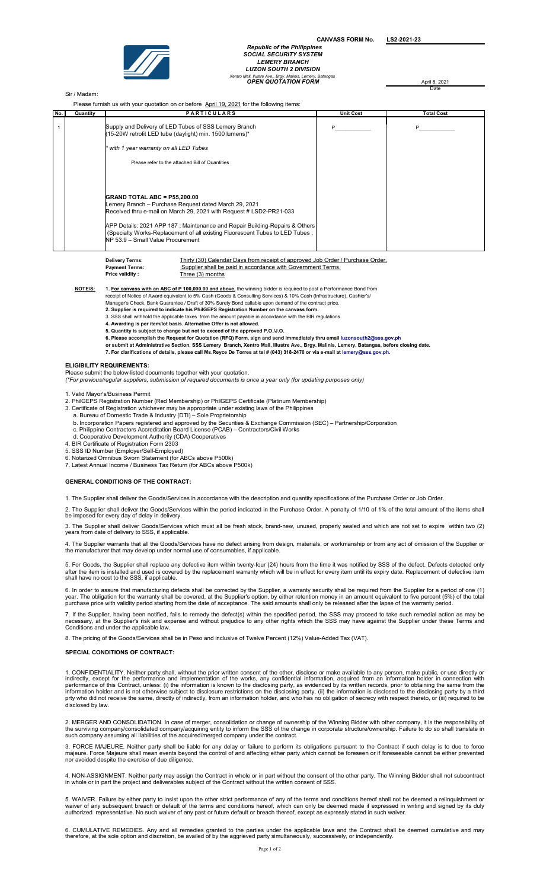**CANVASS FORM No.** **LS2-2021-23**

***Republic of the Philippines***
***SOCIAL SECURITY SYSTEM***
***LEMERY BRANCH***
***LUZON SOUTH 2 DIVISION***
*Xentro Mall, Ilustre Ave., Brgy. Malinis, Lemery, Batangas*
***OPEN QUOTATION FORM***

April 8, 2021
Date

Sir / Madam:

Please furnish us with your quotation on or before April 19, 2021 for the following items:

| No. | Quantity | PARTICULARS | Unit Cost | Total Cost |
|---|---|---|---|---|
| 1 | | Supply and Delivery of LED Tubes of SSS Lemery Branch (15-20W retrofit LED tube (daylight) min. 1500 lumens)*<br><br>* with 1 year warranty on all LED Tubes<br><br>Please refer to the attached Bill of Quantities<br><br>**GRAND TOTAL ABC = P55,200.00**<br>Lemery Branch – Purchase Request dated March 29, 2021<br>Received thru e-mail on March 29, 2021 with Request # LSD2-PR21-033<br><br>APP Details: 2021 APP 187 ; Maintenance and Repair Building-Repairs & Others (Specialty Works-Replacement of all existing Fluorescent Tubes to LED Tubes ; NP 53.9 – Small Value Procurement | P__________ | P__________ |

**Delivery Terms:** Thirty (30) Calendar Days from receipt of approved Job Order / Purchase Order.
**Payment Terms:** Supplier shall be paid in accordance with Government Terms.
**Price validity :** Three (3) months

**NOTE/S:**

**1. For canvass with an ABC of P 100,000.00 and above,** the winning bidder is required to post a Performance Bond from receipt of Notice of Award equivalent to 5% Cash (Goods & Consulting Services) & 10% Cash (Infrastructure), Cashier's/ Manager's Check, Bank Guarantee / Draft of 30% Surety Bond callable upon demand of the contract price.
**2. Supplier is required to indicate his PhilGEPS Registration Number on the canvass form.**
3. SSS shall withhold the applicable taxes from the amount payable in accordance with the BIR regulations.
**4. Awarding is per item/lot basis. Alternative Offer is not allowed.**
**5. Quantity is subject to change but not to exceed of the approved P.O./J.O.**
**6. Please accomplish the Request for Quotation (RFQ) Form, sign and send immediately thru email luzonsouth2@sss.gov.ph or submit at Administrative Section, SSS Lemery Branch, Xentro Mall, Illustre Ave., Brgy. Malinis, Lemery, Batangas, before closing date.**
**7. For clarifications of details, please call Ms.Reyce De Torres at tel # (043) 318-2470 or via e-mail at lemery@sss.gov.ph.**

## ELIGIBILITY REQUIREMENTS:

Please submit the below-listed documents together with your quotation.
*(\*For previous/regular suppliers, submission of required documents is once a year only (for updating purposes only)*

1. Valid Mayor's/Business Permit
2. PhilGEPS Registration Number (Red Membership) or PhilGEPS Certificate (Platinum Membership)
3. Certificate of Registration whichever may be appropriate under existing laws of the Philippines
   a. Bureau of Domestic Trade & Industry (DTI) – Sole Proprietorship
   b. Incorporation Papers registered and approved by the Securities & Exchange Commission (SEC) – Partnership/Corporation
   c. Philippine Contractors Accreditation Board License (PCAB) – Contractors/Civil Works
   d. Cooperative Development Authority (CDA) Cooperatives
4. BIR Certificate of Registration Form 2303
5. SSS ID Number (Employer/Self-Employed)
6. Notarized Omnibus Sworn Statement (for ABCs above P500k)
7. Latest Annual Income / Business Tax Return (for ABCs above P500k)

## GENERAL CONDITIONS OF THE CONTRACT:

1. The Supplier shall deliver the Goods/Services in accordance with the description and quantity specifications of the Purchase Order or Job Order.

2. The Supplier shall deliver the Goods/Services within the period indicated in the Purchase Order. A penalty of 1/10 of 1% of the total amount of the items shall be imposed for every day of delay in delivery.

3. The Supplier shall deliver Goods/Services which must all be fresh stock, brand-new, unused, properly sealed and which are not set to expire within two (2) years from date of delivery to SSS, if applicable.

4. The Supplier warrants that all the Goods/Services have no defect arising from design, materials, or workmanship or from any act of omission of the Supplier or the manufacturer that may develop under normal use of consumables, if applicable.

5. For Goods, the Supplier shall replace any defective item within twenty-four (24) hours from the time it was notified by SSS of the defect. Defects detected only after the item is installed and used is covered by the replacement warranty which will be in effect for every item until its expiry date. Replacement of defective item shall have no cost to the SSS, if applicable.

6. In order to assure that manufacturing defects shall be corrected by the Supplier, a warranty security shall be required from the Supplier for a period of one (1) year. The obligation for the warranty shall be covered, at the Supplier's option, by either retention money in an amount equivalent to five percent (5%) of the total purchase price with validity period starting from the date of acceptance. The said amounts shall only be released after the lapse of the warranty period.

7. If the Supplier, having been notified, fails to remedy the defect(s) within the specified period, the SSS may proceed to take such remedial action as may be necessary, at the Supplier's risk and expense and without prejudice to any other rights which the SSS may have against the Supplier under these Terms and Conditions and under the applicable law.

8. The pricing of the Goods/Services shall be in Peso and inclusive of Twelve Percent (12%) Value-Added Tax (VAT).

## SPECIAL CONDITIONS OF CONTRACT:

1. CONFIDENTIALITY. Neither party shall, without the prior written consent of the other, disclose or make available to any person, make public, or use directly or indirectly, except for the performance and implementation of the works, any confidential information, acquired from an information holder in connection with performance of this Contract, unless: (i) the information is known to the disclosing party, as evidenced by its written records, prior to obtaining the same from the information holder and is not otherwise subject to disclosure restrictions on the disclosing party, (ii) the information is disclosed to the disclosing party by a third prty who did not receive the same, directly of indirectly, from an information holder, and who has no obligation of secrecy with respect thereto, or (iii) required to be disclosed by law.

2. MERGER AND CONSOLIDATION. In case of merger, consolidation or change of ownership of the Winning Bidder with other company, it is the responsibility of the surviving company/consolidated company/acquiring entity to inform the SSS of the change in corporate structure/ownership. Failure to do so shall translate in such company assuming all liabilities of the acquired/merged company under the contract.

3. FORCE MAJEURE. Neither party shall be liable for any delay or failure to perform its obligations pursuant to the Contract if such delay is to due to force majeure. Force Majeure shall mean events beyond the control of and affecting either party which cannot be foreseen or if foreseeable cannot be either prevented nor avoided despite the exercise of due diligence.

4. NON-ASSIGNMENT. Neither party may assign the Contract in whole or in part without the consent of the other party. The Winning Bidder shall not subcontract in whole or in part the project and deliverables subject of the Contract without the written consent of SSS.

5. WAIVER. Failure by either party to insist upon the other strict performance of any of the terms and conditions hereof shall not be deemed a relinquishment or waiver of any subsequent breach or default of the terms and conditions hereof, which can only be deemed made if expressed in writing and signed by its duly authorized representative. No such waiver of any past or future default or breach thereof, except as expressly stated in such waiver.

6. CUMULATIVE REMEDIES. Any and all remedies granted to the parties under the applicable laws and the Contract shall be deemed cumulative and may therefore, at the sole option and discretion, be availed of by the aggrieved party simultaneously, successively, or independently.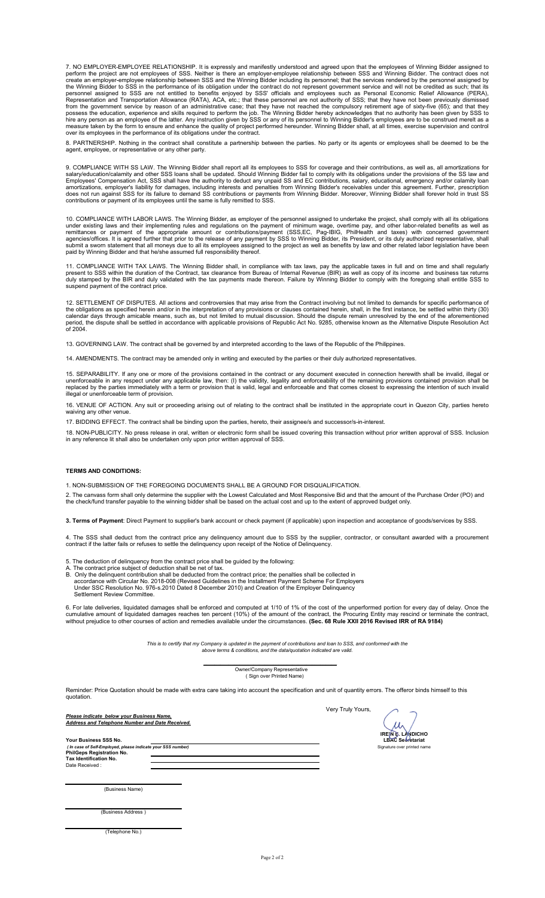7. NO EMPLOYER-EMPLOYEE RELATIONSHIP. It is expressly and manifestly understood and agreed upon that the employees of Winning Bidder assigned to perform the project are not employees of SSS. Neither is there an employer-employee relationship between SSS and Winning Bidder. The contract does not create an employer-employee relationship between SSS and the Winning Bidder including its personnel; that the services rendered by the personnel assigned by the Winning Bidder to SSS in the performance of its obligation under the contract do not represent government service and will not be credited as such; that its personnel assigned to SSS are not entitled to benefits enjoyed by SSS' officials and employees such as Personal Economic Relief Allowance (PERA), Representation and Transportation Allowance (RATA), ACA, etc.; that these personnel are not authority of SSS; that they have not been previously dismissed from the government service by reason of an administrative case; that they have not reached the compulsory retirement age of sixty-five (65); and that they possess the education, experience and skills required to perform the job. The Winning Bidder hereby acknowledges that no authority has been given by SSS to hire any person as an employee of the latter. Any instruction given by SSS or any of its personnel to Winning Bidder's employees are to be construed merelt as a measure taken by the form to ensure and enhance the quality of project performed hereunder. Winning Bidder shall, at all times, exercise supervision and control over its employees in the performance of its obligations under the contract.

8. PARTNERSHIP. Nothing in the contract shall constitute a partnership between the parties. No party or its agents or employees shall be deemed to be the agent, employee, or representative or any other party.

9. COMPLIANCE WITH SS LAW. The Winning Bidder shall report all its employees to SSS for coverage and their contributions, as well as, all amortizations for salary/education/calamity and other SSS loans shall be updated. Should Winning Bidder fail to comply with its obligations under the provisions of the SS law and Employees' Compensation Act, SSS shall have the authority to deduct any unpaid SS and EC contributions, salary, educational, emergency and/or calamity loan amortizations, employer's liability for damages, including interests and penalties from Winning Bidder's receivables under this agreement. Further, prescription does not run against SSS for its failure to demand SS contributions or payments from Winning Bidder. Moreover, Winning Bidder shall forever hold in trust SS contributions or payment of its employees until the same is fully remitted to SSS.

10. COMPLIANCE WITH LABOR LAWS. The Winning Bidder, as employer of the personnel assigned to undertake the project, shall comply with all its obligations under existing laws and their implementing rules and regulations on the payment of minimum wage, overtime pay, and other labor-related benefits as well as remittances or payment of the appropriate amount or contributions/payment (SSS,EC, Pag-IBIG, PhilHealth and taxes) with concerned government agencies/offices. It is agreed further that prior to the release of any payment by SSS to Winning Bidder, its President, or its duly authorized representative, shall submit a sworn statement that all moneys due to all its employees assigned to the project as well as benefits by law and other related labor legislation have been paid by Winning Bidder and that he/she assumed full responsibility thereof.

11. COMPLIANCE WITH TAX LAWS. The Winning Bidder shall, in compliance with tax laws, pay the applicable taxes in full and on time and shall regularly present to SSS within the duration of the Contract, tax clearance from Bureau of Internal Revenue (BIR) as well as copy of its income and business tax returns duly stamped by the BIR and duly validated with the tax payments made thereon. Failure by Winning Bidder to comply with the foregoing shall entitle SSS to suspend payment of the contract price.

12. SETTLEMENT OF DISPUTES. All actions and controversies that may arise from the Contract involving but not limited to demands for specific performance of the obligations as specified herein and/or in the interpretation of any provisions or clauses contained herein, shall, in the first instance, be settled within thirty (30) calendar days through amicable means, such as, but not limited to mutual discussion. Should the dispute remain unresolved by the end of the aforementioned period, the dispute shall be settled in accordance with applicable provisions of Republic Act No. 9285, otherwise known as the Alternative Dispute Resolution Act of 2004.

13. GOVERNING LAW. The contract shall be governed by and interpreted according to the laws of the Republic of the Philippines.

14. AMENDMENTS. The contract may be amended only in writing and executed by the parties or their duly authorized representatives.

15. SEPARABILITY. If any one or more of the provisions contained in the contract or any document executed in connection herewith shall be invalid, illegal or unenforceable in any respect under any applicable law, then: (I) the validity, legality and enforceability of the remaining provisions contained provision shall be replaced by the parties immediately with a term or provision that is valid, legal and enforceable and that comes closest to expressing the intention of such invalid illegal or unenforceable term of provision.

16. VENUE OF ACTION. Any suit or proceeding arising out of relating to the contract shall be instituted in the appropriate court in Quezon City, parties hereto waiving any other venue.

17. BIDDING EFFECT. The contract shall be binding upon the parties, hereto, their assignee/s and successor/s-in-interest.

18. NON-PUBLICITY. No press release in oral, written or electronic form shall be issued covering this transaction without prior written approval of SSS. Inclusion in any reference lit shall also be undertaken only upon prior written approval of SSS.

**TERMS AND CONDITIONS:**

1. NON-SUBMISSION OF THE FOREGOING DOCUMENTS SHALL BE A GROUND FOR DISQUALIFICATION.

2. The canvass form shall only determine the supplier with the Lowest Calculated and Most Responsive Bid and that the amount of the Purchase Order (PO) and the check/fund transfer payable to the winning bidder shall be based on the actual cost and up to the extent of approved budget only.

**3. Terms of Payment**: Direct Payment to supplier's bank account or check payment (if applicable) upon inspection and acceptance of goods/services by SSS.

4. The SSS shall deduct from the contract price any delinquency amount due to SSS by the supplier, contractor, or consultant awarded with a procurement contract if the latter fails or refuses to settle the delinquency upon receipt of the Notice of Delinquency.

5. The deduction of delinquency from the contract price shall be guided by the following:
A. The contract price subject of deduction shall be net of tax.
B. Only the delinquent contribution shall be deducted from the contract price; the penalties shall be collected in accordance with Circular No. 2018-008 (Revised Guidelines in the Installment Payment Scheme For Employers Under SSC Resolution No. 976-s.2010 Dated 8 December 2010) and Creation of the Employer Delinquency Settlement Review Committee.

6. For late deliveries, liquidated damages shall be enforced and computed at 1/10 of 1% of the cost of the unperformed portion for every day of delay. Once the cumulative amount of liquidated damages reaches ten percent (10%) of the amount of the contract, the Procuring Entity may rescind or terminate the contract, without prejudice to other courses of action and remedies available under the circumstances. **(Sec. 68 Rule XXII 2016 Revised IRR of RA 9184)**

*This is to certify that my Company is updated in the payment of contributions and loan to SSS, and conformed with the above terms & conditions, and the data/quotation indicated are valid.*

\_\_\_\_\_\_\_\_\_\_\_\_\_\_\_\_\_\_\_\_\_\_\_\_\_\_\_\_\_\_
Owner/Company Representative
( Sign over Printed Name)

Reminder: Price Quotation should be made with extra care taking into account the specification and unit of quantity errors. The offeror binds himself to this quotation.

Very Truly Yours,

**IRENE C. LANDICHO**
**LBAC Secretariat**
Signature over printed name

***Please indicate below your Business Name, Address and Telephone Number and Date Received.***

**Your Business SSS No.** \_\_\_\_\_\_\_\_\_\_\_\_\_\_\_\_\_\_\_\_
*( In case of Self-Employed, please indicate your SSS number)*
**PhilGeps Registration No.** \_\_\_\_\_\_\_\_\_\_\_\_\_\_\_\_\_\_\_\_
**Tax Identification No.** \_\_\_\_\_\_\_\_\_\_\_\_\_\_\_\_\_\_\_\_
Date Received : \_\_\_\_\_\_\_\_\_\_\_\_\_\_\_\_\_\_\_\_

\_\_\_\_\_\_\_\_\_\_\_\_\_\_\_\_\_\_\_\_
(Business Name)

\_\_\_\_\_\_\_\_\_\_\_\_\_\_\_\_\_\_\_\_
(Business Address )

\_\_\_\_\_\_\_\_\_\_\_\_\_\_\_\_\_\_\_\_
(Telephone No.)